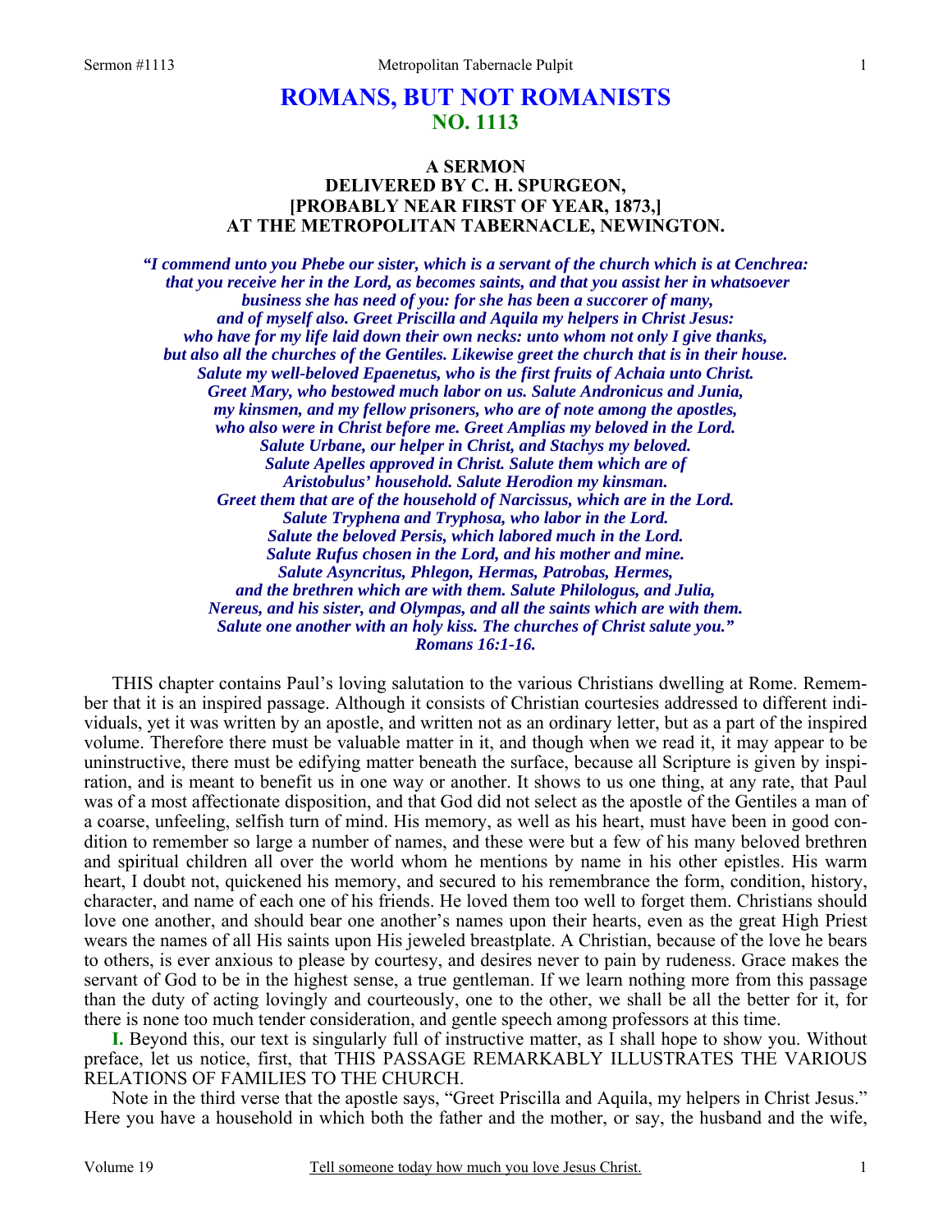# ROMANS, BUT NOT ROMANISTS
## NO. 1113

### A SERMON
### DELIVERED BY C. H. SPURGEON,
### [PROBABLY NEAR FIRST OF YEAR, 1873,]
### AT THE METROPOLITAN TABERNACLE, NEWINGTON.

*"I commend unto you Phebe our sister, which is a servant of the church which is at Cenchrea: that you receive her in the Lord, as becomes saints, and that you assist her in whatsoever business she has need of you: for she has been a succorer of many, and of myself also. Greet Priscilla and Aquila my helpers in Christ Jesus: who have for my life laid down their own necks: unto whom not only I give thanks, but also all the churches of the Gentiles. Likewise greet the church that is in their house. Salute my well-beloved Epaenetus, who is the first fruits of Achaia unto Christ. Greet Mary, who bestowed much labor on us. Salute Andronicus and Junia, my kinsmen, and my fellow prisoners, who are of note among the apostles, who also were in Christ before me. Greet Amplias my beloved in the Lord. Salute Urbane, our helper in Christ, and Stachys my beloved. Salute Apelles approved in Christ. Salute them which are of Aristobulus' household. Salute Herodion my kinsman. Greet them that are of the household of Narcissus, which are in the Lord. Salute Tryphena and Tryphosa, who labor in the Lord. Salute the beloved Persis, which labored much in the Lord. Salute Rufus chosen in the Lord, and his mother and mine. Salute Asyncritus, Phlegon, Hermas, Patrobas, Hermes, and the brethren which are with them. Salute Philologus, and Julia, Nereus, and his sister, and Olympas, and all the saints which are with them. Salute one another with an holy kiss. The churches of Christ salute you."*
*Romans 16:1-16.*

THIS chapter contains Paul's loving salutation to the various Christians dwelling at Rome. Remember that it is an inspired passage. Although it consists of Christian courtesies addressed to different individuals, yet it was written by an apostle, and written not as an ordinary letter, but as a part of the inspired volume. Therefore there must be valuable matter in it, and though when we read it, it may appear to be uninstructive, there must be edifying matter beneath the surface, because all Scripture is given by inspiration, and is meant to benefit us in one way or another. It shows to us one thing, at any rate, that Paul was of a most affectionate disposition, and that God did not select as the apostle of the Gentiles a man of a coarse, unfeeling, selfish turn of mind. His memory, as well as his heart, must have been in good condition to remember so large a number of names, and these were but a few of his many beloved brethren and spiritual children all over the world whom he mentions by name in his other epistles. His warm heart, I doubt not, quickened his memory, and secured to his remembrance the form, condition, history, character, and name of each one of his friends. He loved them too well to forget them. Christians should love one another, and should bear one another's names upon their hearts, even as the great High Priest wears the names of all His saints upon His jeweled breastplate. A Christian, because of the love he bears to others, is ever anxious to please by courtesy, and desires never to pain by rudeness. Grace makes the servant of God to be in the highest sense, a true gentleman. If we learn nothing more from this passage than the duty of acting lovingly and courteously, one to the other, we shall be all the better for it, for there is none too much tender consideration, and gentle speech among professors at this time.

**I.** Beyond this, our text is singularly full of instructive matter, as I shall hope to show you. Without preface, let us notice, first, that THIS PASSAGE REMARKABLY ILLUSTRATES THE VARIOUS RELATIONS OF FAMILIES TO THE CHURCH.

Note in the third verse that the apostle says, "Greet Priscilla and Aquila, my helpers in Christ Jesus." Here you have a household in which both the father and the mother, or say, the husband and the wife,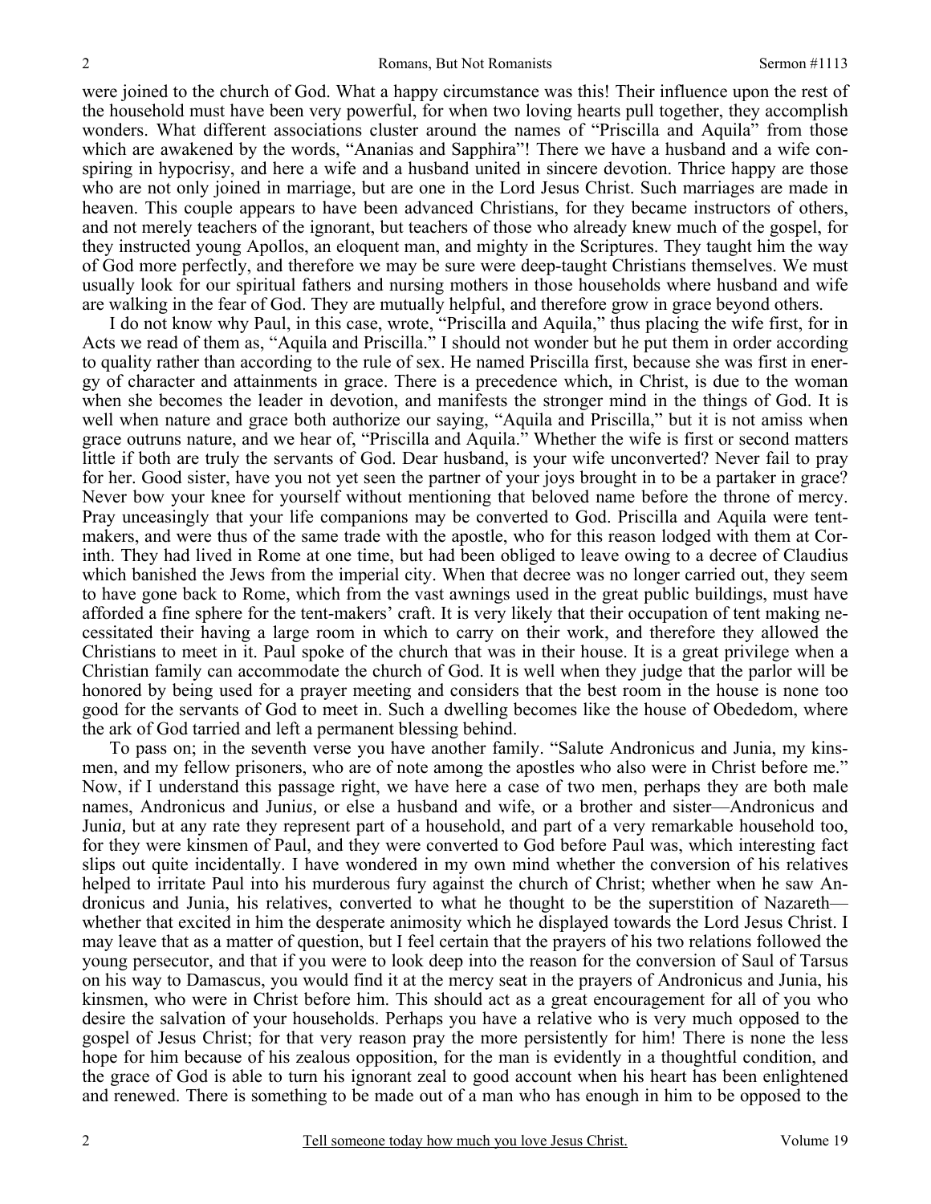were joined to the church of God. What a happy circumstance was this! Their influence upon the rest of the household must have been very powerful, for when two loving hearts pull together, they accomplish wonders. What different associations cluster around the names of "Priscilla and Aquila" from those which are awakened by the words, "Ananias and Sapphira"! There we have a husband and a wife conspiring in hypocrisy, and here a wife and a husband united in sincere devotion. Thrice happy are those who are not only joined in marriage, but are one in the Lord Jesus Christ. Such marriages are made in heaven. This couple appears to have been advanced Christians, for they became instructors of others, and not merely teachers of the ignorant, but teachers of those who already knew much of the gospel, for they instructed young Apollos, an eloquent man, and mighty in the Scriptures. They taught him the way of God more perfectly, and therefore we may be sure were deep-taught Christians themselves. We must usually look for our spiritual fathers and nursing mothers in those households where husband and wife are walking in the fear of God. They are mutually helpful, and therefore grow in grace beyond others.

I do not know why Paul, in this case, wrote, "Priscilla and Aquila," thus placing the wife first, for in Acts we read of them as, "Aquila and Priscilla." I should not wonder but he put them in order according to quality rather than according to the rule of sex. He named Priscilla first, because she was first in energy of character and attainments in grace. There is a precedence which, in Christ, is due to the woman when she becomes the leader in devotion, and manifests the stronger mind in the things of God. It is well when nature and grace both authorize our saying, "Aquila and Priscilla," but it is not amiss when grace outruns nature, and we hear of, "Priscilla and Aquila." Whether the wife is first or second matters little if both are truly the servants of God. Dear husband, is your wife unconverted? Never fail to pray for her. Good sister, have you not yet seen the partner of your joys brought in to be a partaker in grace? Never bow your knee for yourself without mentioning that beloved name before the throne of mercy. Pray unceasingly that your life companions may be converted to God. Priscilla and Aquila were tent-makers, and were thus of the same trade with the apostle, who for this reason lodged with them at Corinth. They had lived in Rome at one time, but had been obliged to leave owing to a decree of Claudius which banished the Jews from the imperial city. When that decree was no longer carried out, they seem to have gone back to Rome, which from the vast awnings used in the great public buildings, must have afforded a fine sphere for the tent-makers' craft. It is very likely that their occupation of tent making necessitated their having a large room in which to carry on their work, and therefore they allowed the Christians to meet in it. Paul spoke of the church that was in their house. It is a great privilege when a Christian family can accommodate the church of God. It is well when they judge that the parlor will be honored by being used for a prayer meeting and considers that the best room in the house is none too good for the servants of God to meet in. Such a dwelling becomes like the house of Obededom, where the ark of God tarried and left a permanent blessing behind.

To pass on; in the seventh verse you have another family. "Salute Andronicus and Junia, my kinsmen, and my fellow prisoners, who are of note among the apostles who also were in Christ before me." Now, if I understand this passage right, we have here a case of two men, perhaps they are both male names, Andronicus and Juni*us,* or else a husband and wife, or a brother and sister—Andronicus and Juni*a,* but at any rate they represent part of a household, and part of a very remarkable household too, for they were kinsmen of Paul, and they were converted to God before Paul was, which interesting fact slips out quite incidentally. I have wondered in my own mind whether the conversion of his relatives helped to irritate Paul into his murderous fury against the church of Christ; whether when he saw Andronicus and Junia, his relatives, converted to what he thought to be the superstition of Nazareth—whether that excited in him the desperate animosity which he displayed towards the Lord Jesus Christ. I may leave that as a matter of question, but I feel certain that the prayers of his two relations followed the young persecutor, and that if you were to look deep into the reason for the conversion of Saul of Tarsus on his way to Damascus, you would find it at the mercy seat in the prayers of Andronicus and Junia, his kinsmen, who were in Christ before him. This should act as a great encouragement for all of you who desire the salvation of your households. Perhaps you have a relative who is very much opposed to the gospel of Jesus Christ; for that very reason pray the more persistently for him! There is none the less hope for him because of his zealous opposition, for the man is evidently in a thoughtful condition, and the grace of God is able to turn his ignorant zeal to good account when his heart has been enlightened and renewed. There is something to be made out of a man who has enough in him to be opposed to the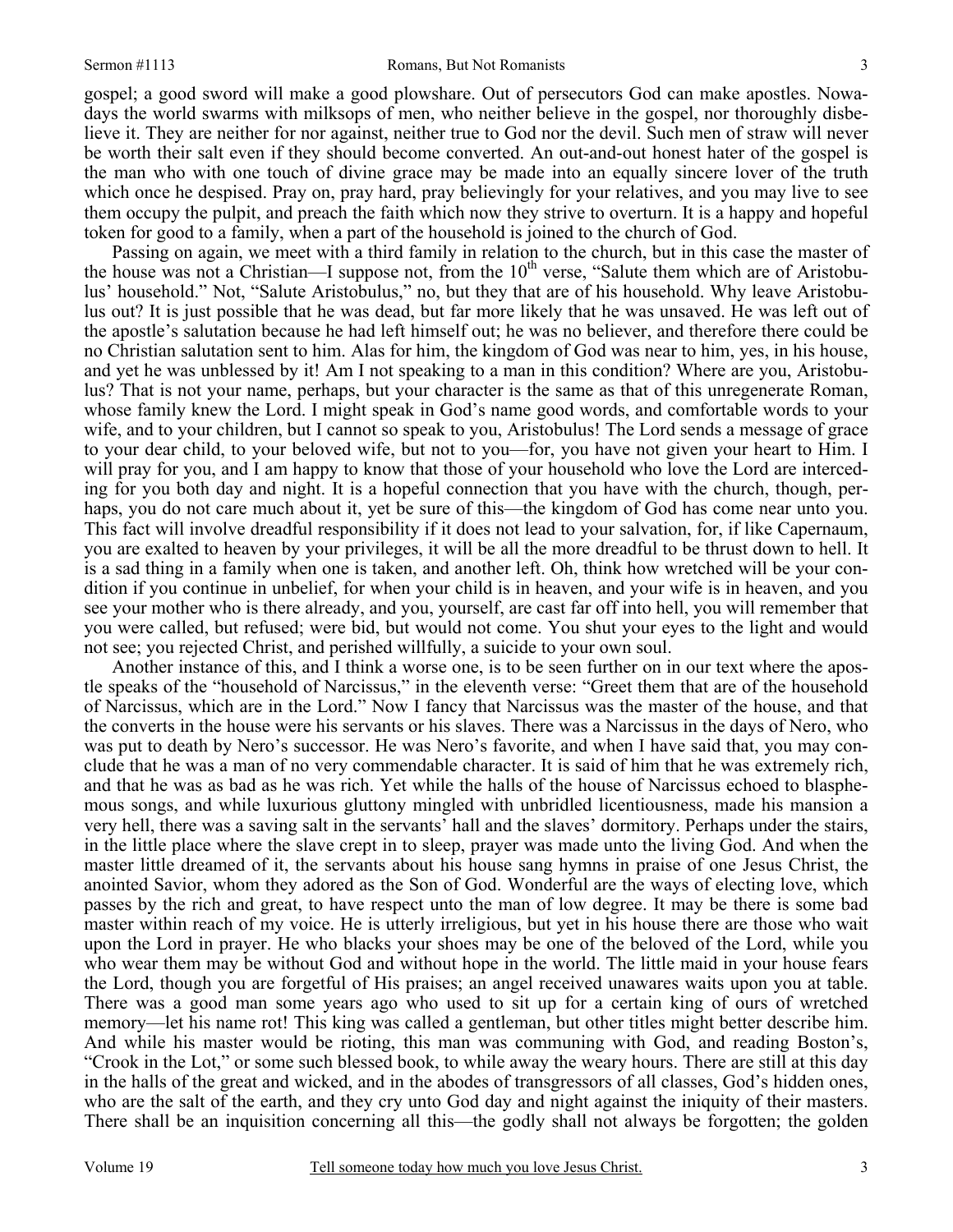gospel; a good sword will make a good plowshare. Out of persecutors God can make apostles. Nowadays the world swarms with milksops of men, who neither believe in the gospel, nor thoroughly disbelieve it. They are neither for nor against, neither true to God nor the devil. Such men of straw will never be worth their salt even if they should become converted. An out-and-out honest hater of the gospel is the man who with one touch of divine grace may be made into an equally sincere lover of the truth which once he despised. Pray on, pray hard, pray believingly for your relatives, and you may live to see them occupy the pulpit, and preach the faith which now they strive to overturn. It is a happy and hopeful token for good to a family, when a part of the household is joined to the church of God.

Passing on again, we meet with a third family in relation to the church, but in this case the master of the house was not a Christian—I suppose not, from the 10th verse, "Salute them which are of Aristobulus' household." Not, "Salute Aristobulus," no, but they that are of his household. Why leave Aristobulus out? It is just possible that he was dead, but far more likely that he was unsaved. He was left out of the apostle's salutation because he had left himself out; he was no believer, and therefore there could be no Christian salutation sent to him. Alas for him, the kingdom of God was near to him, yes, in his house, and yet he was unblessed by it! Am I not speaking to a man in this condition? Where are you, Aristobulus? That is not your name, perhaps, but your character is the same as that of this unregenerate Roman, whose family knew the Lord. I might speak in God's name good words, and comfortable words to your wife, and to your children, but I cannot so speak to you, Aristobulus! The Lord sends a message of grace to your dear child, to your beloved wife, but not to you—for, you have not given your heart to Him. I will pray for you, and I am happy to know that those of your household who love the Lord are interceding for you both day and night. It is a hopeful connection that you have with the church, though, perhaps, you do not care much about it, yet be sure of this—the kingdom of God has come near unto you. This fact will involve dreadful responsibility if it does not lead to your salvation, for, if like Capernaum, you are exalted to heaven by your privileges, it will be all the more dreadful to be thrust down to hell. It is a sad thing in a family when one is taken, and another left. Oh, think how wretched will be your condition if you continue in unbelief, for when your child is in heaven, and your wife is in heaven, and you see your mother who is there already, and you, yourself, are cast far off into hell, you will remember that you were called, but refused; were bid, but would not come. You shut your eyes to the light and would not see; you rejected Christ, and perished willfully, a suicide to your own soul.

Another instance of this, and I think a worse one, is to be seen further on in our text where the apostle speaks of the "household of Narcissus," in the eleventh verse: "Greet them that are of the household of Narcissus, which are in the Lord." Now I fancy that Narcissus was the master of the house, and that the converts in the house were his servants or his slaves. There was a Narcissus in the days of Nero, who was put to death by Nero's successor. He was Nero's favorite, and when I have said that, you may conclude that he was a man of no very commendable character. It is said of him that he was extremely rich, and that he was as bad as he was rich. Yet while the halls of the house of Narcissus echoed to blasphemous songs, and while luxurious gluttony mingled with unbridled licentiousness, made his mansion a very hell, there was a saving salt in the servants' hall and the slaves' dormitory. Perhaps under the stairs, in the little place where the slave crept in to sleep, prayer was made unto the living God. And when the master little dreamed of it, the servants about his house sang hymns in praise of one Jesus Christ, the anointed Savior, whom they adored as the Son of God. Wonderful are the ways of electing love, which passes by the rich and great, to have respect unto the man of low degree. It may be there is some bad master within reach of my voice. He is utterly irreligious, but yet in his house there are those who wait upon the Lord in prayer. He who blacks your shoes may be one of the beloved of the Lord, while you who wear them may be without God and without hope in the world. The little maid in your house fears the Lord, though you are forgetful of His praises; an angel received unawares waits upon you at table. There was a good man some years ago who used to sit up for a certain king of ours of wretched memory—let his name rot! This king was called a gentleman, but other titles might better describe him. And while his master would be rioting, this man was communing with God, and reading Boston's, "Crook in the Lot," or some such blessed book, to while away the weary hours. There are still at this day in the halls of the great and wicked, and in the abodes of transgressors of all classes, God's hidden ones, who are the salt of the earth, and they cry unto God day and night against the iniquity of their masters. There shall be an inquisition concerning all this—the godly shall not always be forgotten; the golden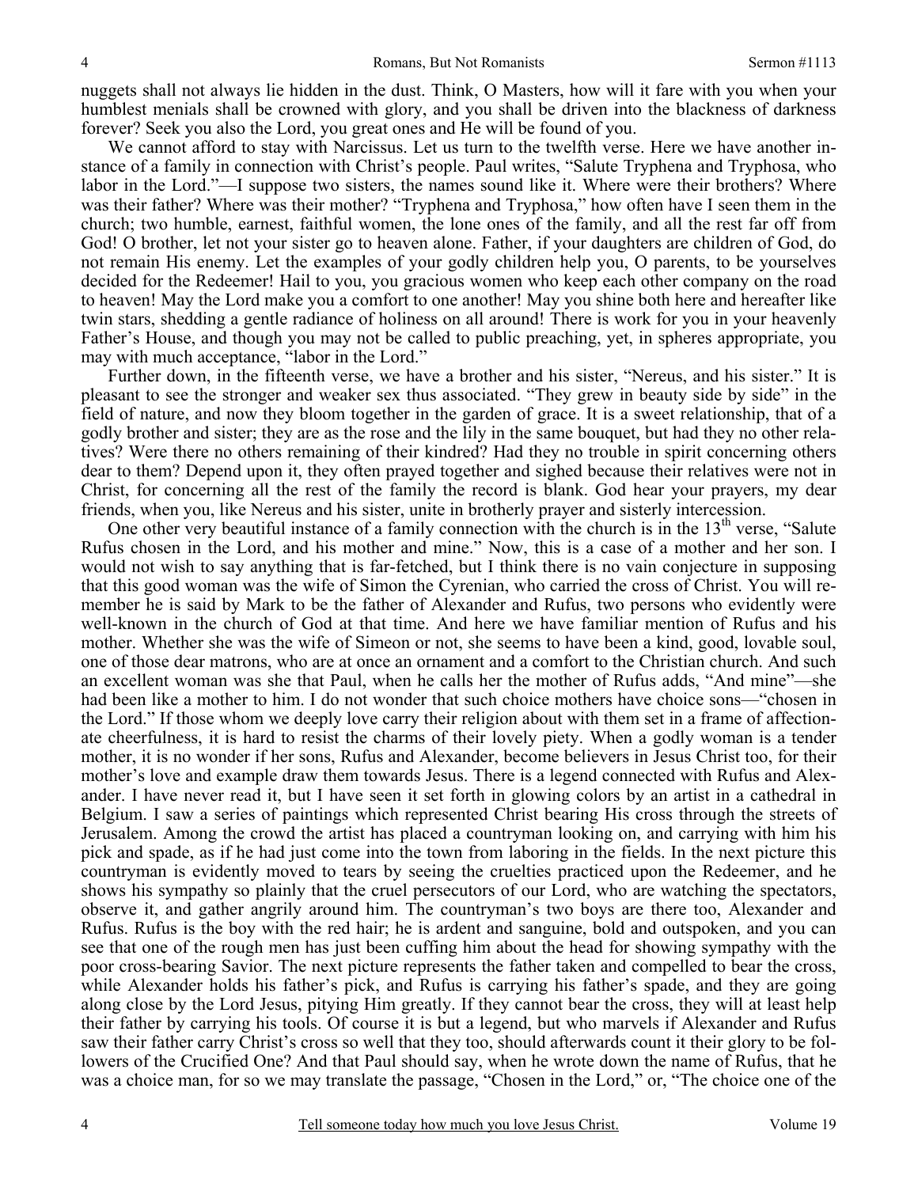nuggets shall not always lie hidden in the dust. Think, O Masters, how will it fare with you when your humblest menials shall be crowned with glory, and you shall be driven into the blackness of darkness forever? Seek you also the Lord, you great ones and He will be found of you.

We cannot afford to stay with Narcissus. Let us turn to the twelfth verse. Here we have another instance of a family in connection with Christ's people. Paul writes, "Salute Tryphena and Tryphosa, who labor in the Lord."—I suppose two sisters, the names sound like it. Where were their brothers? Where was their father? Where was their mother? "Tryphena and Tryphosa," how often have I seen them in the church; two humble, earnest, faithful women, the lone ones of the family, and all the rest far off from God! O brother, let not your sister go to heaven alone. Father, if your daughters are children of God, do not remain His enemy. Let the examples of your godly children help you, O parents, to be yourselves decided for the Redeemer! Hail to you, you gracious women who keep each other company on the road to heaven! May the Lord make you a comfort to one another! May you shine both here and hereafter like twin stars, shedding a gentle radiance of holiness on all around! There is work for you in your heavenly Father's House, and though you may not be called to public preaching, yet, in spheres appropriate, you may with much acceptance, "labor in the Lord."

Further down, in the fifteenth verse, we have a brother and his sister, "Nereus, and his sister." It is pleasant to see the stronger and weaker sex thus associated. "They grew in beauty side by side" in the field of nature, and now they bloom together in the garden of grace. It is a sweet relationship, that of a godly brother and sister; they are as the rose and the lily in the same bouquet, but had they no other relatives? Were there no others remaining of their kindred? Had they no trouble in spirit concerning others dear to them? Depend upon it, they often prayed together and sighed because their relatives were not in Christ, for concerning all the rest of the family the record is blank. God hear your prayers, my dear friends, when you, like Nereus and his sister, unite in brotherly prayer and sisterly intercession.

One other very beautiful instance of a family connection with the church is in the 13th verse, "Salute Rufus chosen in the Lord, and his mother and mine." Now, this is a case of a mother and her son. I would not wish to say anything that is far-fetched, but I think there is no vain conjecture in supposing that this good woman was the wife of Simon the Cyrenian, who carried the cross of Christ. You will remember he is said by Mark to be the father of Alexander and Rufus, two persons who evidently were well-known in the church of God at that time. And here we have familiar mention of Rufus and his mother. Whether she was the wife of Simeon or not, she seems to have been a kind, good, lovable soul, one of those dear matrons, who are at once an ornament and a comfort to the Christian church. And such an excellent woman was she that Paul, when he calls her the mother of Rufus adds, "And mine"—she had been like a mother to him. I do not wonder that such choice mothers have choice sons—"chosen in the Lord." If those whom we deeply love carry their religion about with them set in a frame of affectionate cheerfulness, it is hard to resist the charms of their lovely piety. When a godly woman is a tender mother, it is no wonder if her sons, Rufus and Alexander, become believers in Jesus Christ too, for their mother's love and example draw them towards Jesus. There is a legend connected with Rufus and Alexander. I have never read it, but I have seen it set forth in glowing colors by an artist in a cathedral in Belgium. I saw a series of paintings which represented Christ bearing His cross through the streets of Jerusalem. Among the crowd the artist has placed a countryman looking on, and carrying with him his pick and spade, as if he had just come into the town from laboring in the fields. In the next picture this countryman is evidently moved to tears by seeing the cruelties practiced upon the Redeemer, and he shows his sympathy so plainly that the cruel persecutors of our Lord, who are watching the spectators, observe it, and gather angrily around him. The countryman's two boys are there too, Alexander and Rufus. Rufus is the boy with the red hair; he is ardent and sanguine, bold and outspoken, and you can see that one of the rough men has just been cuffing him about the head for showing sympathy with the poor cross-bearing Savior. The next picture represents the father taken and compelled to bear the cross, while Alexander holds his father's pick, and Rufus is carrying his father's spade, and they are going along close by the Lord Jesus, pitying Him greatly. If they cannot bear the cross, they will at least help their father by carrying his tools. Of course it is but a legend, but who marvels if Alexander and Rufus saw their father carry Christ's cross so well that they too, should afterwards count it their glory to be followers of the Crucified One? And that Paul should say, when he wrote down the name of Rufus, that he was a choice man, for so we may translate the passage, "Chosen in the Lord," or, "The choice one of the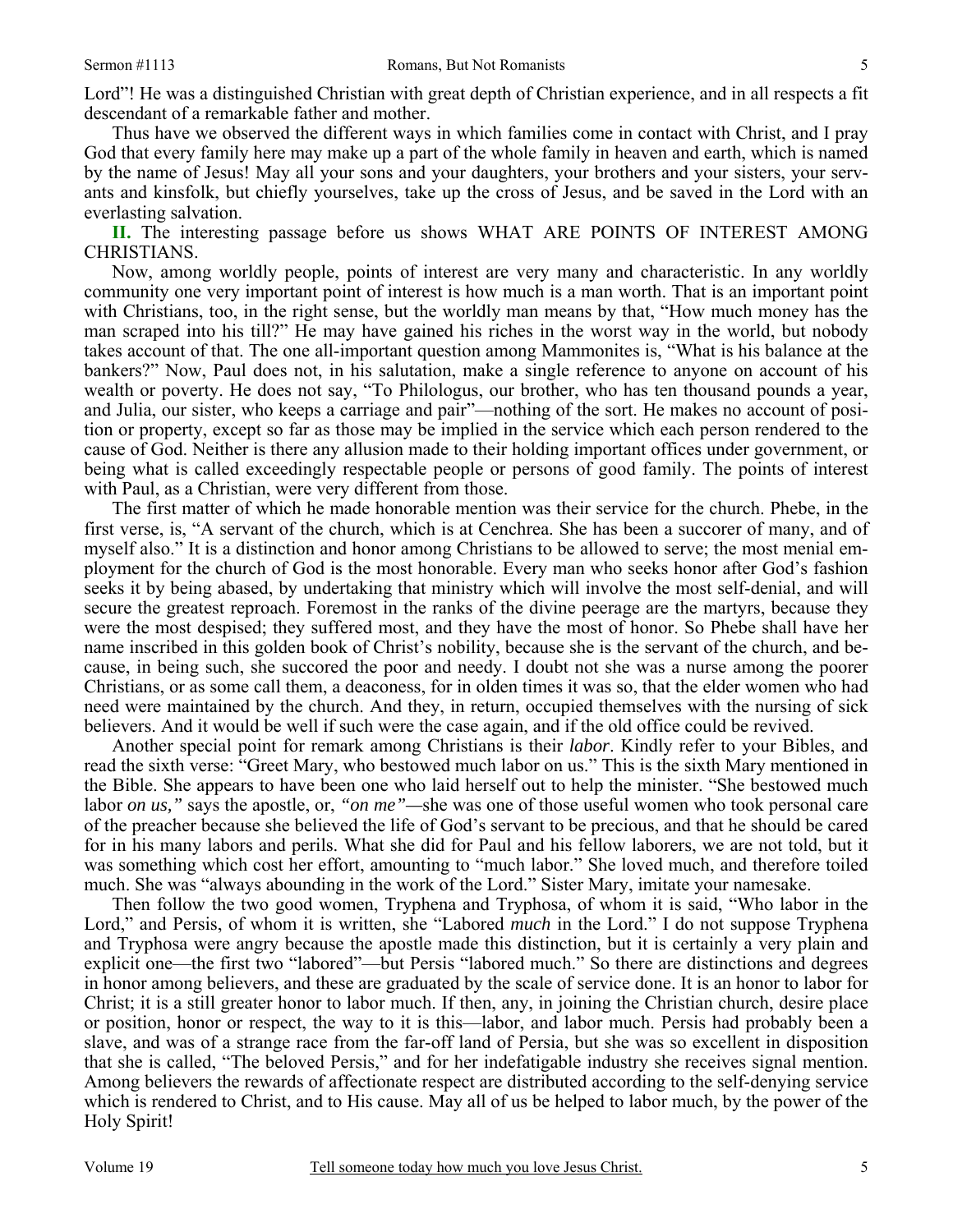Lord"! He was a distinguished Christian with great depth of Christian experience, and in all respects a fit descendant of a remarkable father and mother.

Thus have we observed the different ways in which families come in contact with Christ, and I pray God that every family here may make up a part of the whole family in heaven and earth, which is named by the name of Jesus! May all your sons and your daughters, your brothers and your sisters, your servants and kinsfolk, but chiefly yourselves, take up the cross of Jesus, and be saved in the Lord with an everlasting salvation.

**II.** The interesting passage before us shows WHAT ARE POINTS OF INTEREST AMONG CHRISTIANS.

Now, among worldly people, points of interest are very many and characteristic. In any worldly community one very important point of interest is how much is a man worth. That is an important point with Christians, too, in the right sense, but the worldly man means by that, "How much money has the man scraped into his till?" He may have gained his riches in the worst way in the world, but nobody takes account of that. The one all-important question among Mammonites is, "What is his balance at the bankers?" Now, Paul does not, in his salutation, make a single reference to anyone on account of his wealth or poverty. He does not say, "To Philologus, our brother, who has ten thousand pounds a year, and Julia, our sister, who keeps a carriage and pair"—nothing of the sort. He makes no account of position or property, except so far as those may be implied in the service which each person rendered to the cause of God. Neither is there any allusion made to their holding important offices under government, or being what is called exceedingly respectable people or persons of good family. The points of interest with Paul, as a Christian, were very different from those.

The first matter of which he made honorable mention was their service for the church. Phebe, in the first verse, is, "A servant of the church, which is at Cenchrea. She has been a succorer of many, and of myself also." It is a distinction and honor among Christians to be allowed to serve; the most menial employment for the church of God is the most honorable. Every man who seeks honor after God's fashion seeks it by being abased, by undertaking that ministry which will involve the most self-denial, and will secure the greatest reproach. Foremost in the ranks of the divine peerage are the martyrs, because they were the most despised; they suffered most, and they have the most of honor. So Phebe shall have her name inscribed in this golden book of Christ's nobility, because she is the servant of the church, and because, in being such, she succored the poor and needy. I doubt not she was a nurse among the poorer Christians, or as some call them, a deaconess, for in olden times it was so, that the elder women who had need were maintained by the church. And they, in return, occupied themselves with the nursing of sick believers. And it would be well if such were the case again, and if the old office could be revived.

Another special point for remark among Christians is their *labor*. Kindly refer to your Bibles, and read the sixth verse: "Greet Mary, who bestowed much labor on us." This is the sixth Mary mentioned in the Bible. She appears to have been one who laid herself out to help the minister. "She bestowed much labor *on us,"* says the apostle, or, *"on me"*—she was one of those useful women who took personal care of the preacher because she believed the life of God's servant to be precious, and that he should be cared for in his many labors and perils. What she did for Paul and his fellow laborers, we are not told, but it was something which cost her effort, amounting to "much labor." She loved much, and therefore toiled much. She was "always abounding in the work of the Lord." Sister Mary, imitate your namesake.

Then follow the two good women, Tryphena and Tryphosa, of whom it is said, "Who labor in the Lord," and Persis, of whom it is written, she "Labored *much* in the Lord." I do not suppose Tryphena and Tryphosa were angry because the apostle made this distinction, but it is certainly a very plain and explicit one—the first two "labored"—but Persis "labored much." So there are distinctions and degrees in honor among believers, and these are graduated by the scale of service done. It is an honor to labor for Christ; it is a still greater honor to labor much. If then, any, in joining the Christian church, desire place or position, honor or respect, the way to it is this—labor, and labor much. Persis had probably been a slave, and was of a strange race from the far-off land of Persia, but she was so excellent in disposition that she is called, "The beloved Persis," and for her indefatigable industry she receives signal mention. Among believers the rewards of affectionate respect are distributed according to the self-denying service which is rendered to Christ, and to His cause. May all of us be helped to labor much, by the power of the Holy Spirit!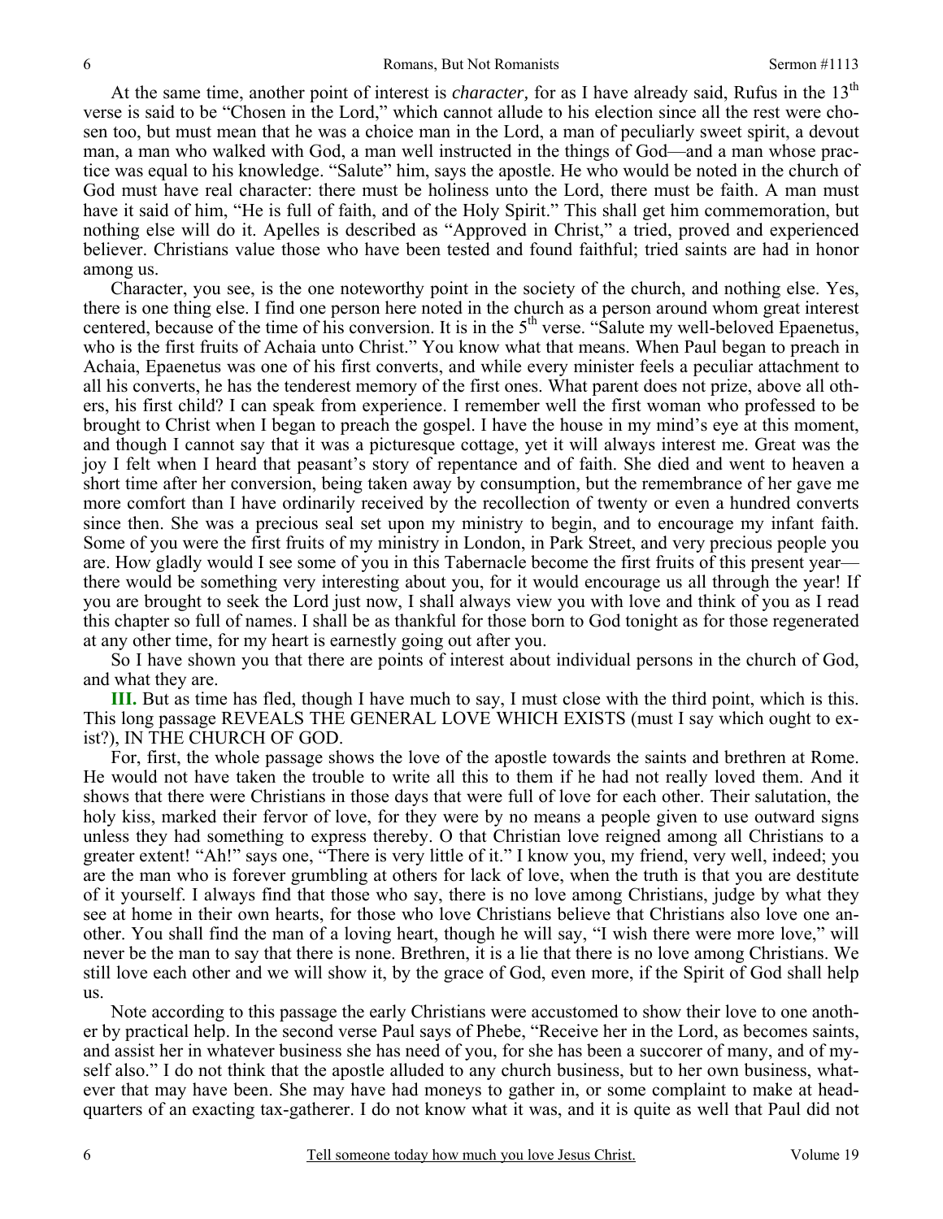At the same time, another point of interest is *character,* for as I have already said, Rufus in the 13th verse is said to be "Chosen in the Lord," which cannot allude to his election since all the rest were chosen too, but must mean that he was a choice man in the Lord, a man of peculiarly sweet spirit, a devout man, a man who walked with God, a man well instructed in the things of God—and a man whose practice was equal to his knowledge. "Salute" him, says the apostle. He who would be noted in the church of God must have real character: there must be holiness unto the Lord, there must be faith. A man must have it said of him, "He is full of faith, and of the Holy Spirit." This shall get him commemoration, but nothing else will do it. Apelles is described as "Approved in Christ," a tried, proved and experienced believer. Christians value those who have been tested and found faithful; tried saints are had in honor among us.

Character, you see, is the one noteworthy point in the society of the church, and nothing else. Yes, there is one thing else. I find one person here noted in the church as a person around whom great interest centered, because of the time of his conversion. It is in the 5th verse. "Salute my well-beloved Epaenetus, who is the first fruits of Achaia unto Christ." You know what that means. When Paul began to preach in Achaia, Epaenetus was one of his first converts, and while every minister feels a peculiar attachment to all his converts, he has the tenderest memory of the first ones. What parent does not prize, above all others, his first child? I can speak from experience. I remember well the first woman who professed to be brought to Christ when I began to preach the gospel. I have the house in my mind's eye at this moment, and though I cannot say that it was a picturesque cottage, yet it will always interest me. Great was the joy I felt when I heard that peasant's story of repentance and of faith. She died and went to heaven a short time after her conversion, being taken away by consumption, but the remembrance of her gave me more comfort than I have ordinarily received by the recollection of twenty or even a hundred converts since then. She was a precious seal set upon my ministry to begin, and to encourage my infant faith. Some of you were the first fruits of my ministry in London, in Park Street, and very precious people you are. How gladly would I see some of you in this Tabernacle become the first fruits of this present year—there would be something very interesting about you, for it would encourage us all through the year! If you are brought to seek the Lord just now, I shall always view you with love and think of you as I read this chapter so full of names. I shall be as thankful for those born to God tonight as for those regenerated at any other time, for my heart is earnestly going out after you.

So I have shown you that there are points of interest about individual persons in the church of God, and what they are.

**III.** But as time has fled, though I have much to say, I must close with the third point, which is this. This long passage REVEALS THE GENERAL LOVE WHICH EXISTS (must I say which ought to exist?), IN THE CHURCH OF GOD.

For, first, the whole passage shows the love of the apostle towards the saints and brethren at Rome. He would not have taken the trouble to write all this to them if he had not really loved them. And it shows that there were Christians in those days that were full of love for each other. Their salutation, the holy kiss, marked their fervor of love, for they were by no means a people given to use outward signs unless they had something to express thereby. O that Christian love reigned among all Christians to a greater extent! "Ah!" says one, "There is very little of it." I know you, my friend, very well, indeed; you are the man who is forever grumbling at others for lack of love, when the truth is that you are destitute of it yourself. I always find that those who say, there is no love among Christians, judge by what they see at home in their own hearts, for those who love Christians believe that Christians also love one another. You shall find the man of a loving heart, though he will say, "I wish there were more love," will never be the man to say that there is none. Brethren, it is a lie that there is no love among Christians. We still love each other and we will show it, by the grace of God, even more, if the Spirit of God shall help us.

Note according to this passage the early Christians were accustomed to show their love to one another by practical help. In the second verse Paul says of Phebe, "Receive her in the Lord, as becomes saints, and assist her in whatever business she has need of you, for she has been a succorer of many, and of myself also." I do not think that the apostle alluded to any church business, but to her own business, whatever that may have been. She may have had moneys to gather in, or some complaint to make at headquarters of an exacting tax-gatherer. I do not know what it was, and it is quite as well that Paul did not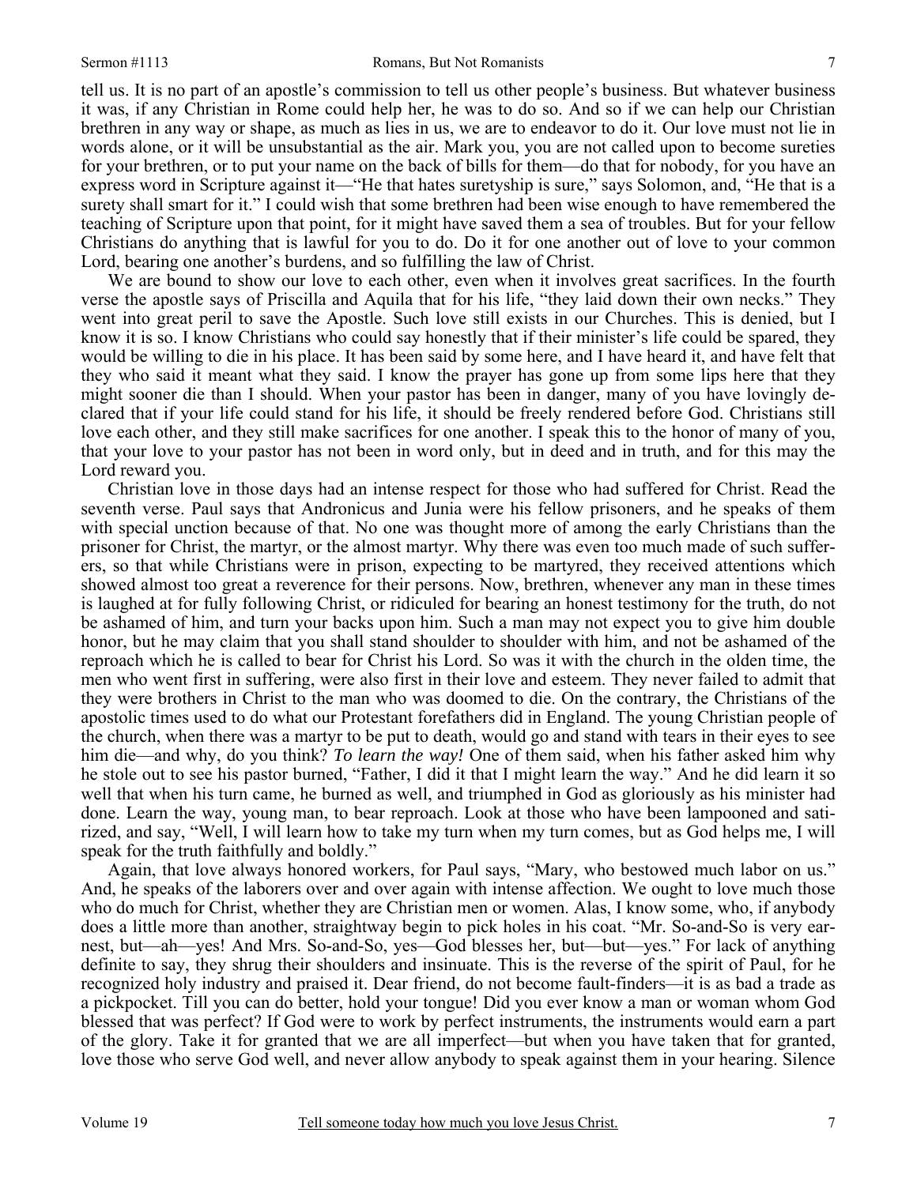tell us. It is no part of an apostle's commission to tell us other people's business. But whatever business it was, if any Christian in Rome could help her, he was to do so. And so if we can help our Christian brethren in any way or shape, as much as lies in us, we are to endeavor to do it. Our love must not lie in words alone, or it will be unsubstantial as the air. Mark you, you are not called upon to become sureties for your brethren, or to put your name on the back of bills for them—do that for nobody, for you have an express word in Scripture against it—"He that hates suretyship is sure," says Solomon, and, "He that is a surety shall smart for it." I could wish that some brethren had been wise enough to have remembered the teaching of Scripture upon that point, for it might have saved them a sea of troubles. But for your fellow Christians do anything that is lawful for you to do. Do it for one another out of love to your common Lord, bearing one another's burdens, and so fulfilling the law of Christ.

We are bound to show our love to each other, even when it involves great sacrifices. In the fourth verse the apostle says of Priscilla and Aquila that for his life, "they laid down their own necks." They went into great peril to save the Apostle. Such love still exists in our Churches. This is denied, but I know it is so. I know Christians who could say honestly that if their minister's life could be spared, they would be willing to die in his place. It has been said by some here, and I have heard it, and have felt that they who said it meant what they said. I know the prayer has gone up from some lips here that they might sooner die than I should. When your pastor has been in danger, many of you have lovingly declared that if your life could stand for his life, it should be freely rendered before God. Christians still love each other, and they still make sacrifices for one another. I speak this to the honor of many of you, that your love to your pastor has not been in word only, but in deed and in truth, and for this may the Lord reward you.

Christian love in those days had an intense respect for those who had suffered for Christ. Read the seventh verse. Paul says that Andronicus and Junia were his fellow prisoners, and he speaks of them with special unction because of that. No one was thought more of among the early Christians than the prisoner for Christ, the martyr, or the almost martyr. Why there was even too much made of such sufferers, so that while Christians were in prison, expecting to be martyred, they received attentions which showed almost too great a reverence for their persons. Now, brethren, whenever any man in these times is laughed at for fully following Christ, or ridiculed for bearing an honest testimony for the truth, do not be ashamed of him, and turn your backs upon him. Such a man may not expect you to give him double honor, but he may claim that you shall stand shoulder to shoulder with him, and not be ashamed of the reproach which he is called to bear for Christ his Lord. So was it with the church in the olden time, the men who went first in suffering, were also first in their love and esteem. They never failed to admit that they were brothers in Christ to the man who was doomed to die. On the contrary, the Christians of the apostolic times used to do what our Protestant forefathers did in England. The young Christian people of the church, when there was a martyr to be put to death, would go and stand with tears in their eyes to see him die—and why, do you think? *To learn the way!* One of them said, when his father asked him why he stole out to see his pastor burned, "Father, I did it that I might learn the way." And he did learn it so well that when his turn came, he burned as well, and triumphed in God as gloriously as his minister had done. Learn the way, young man, to bear reproach. Look at those who have been lampooned and satirized, and say, "Well, I will learn how to take my turn when my turn comes, but as God helps me, I will speak for the truth faithfully and boldly."

Again, that love always honored workers, for Paul says, "Mary, who bestowed much labor on us." And, he speaks of the laborers over and over again with intense affection. We ought to love much those who do much for Christ, whether they are Christian men or women. Alas, I know some, who, if anybody does a little more than another, straightway begin to pick holes in his coat. "Mr. So-and-So is very earnest, but—ah—yes! And Mrs. So-and-So, yes—God blesses her, but—but—yes." For lack of anything definite to say, they shrug their shoulders and insinuate. This is the reverse of the spirit of Paul, for he recognized holy industry and praised it. Dear friend, do not become fault-finders—it is as bad a trade as a pickpocket. Till you can do better, hold your tongue! Did you ever know a man or woman whom God blessed that was perfect? If God were to work by perfect instruments, the instruments would earn a part of the glory. Take it for granted that we are all imperfect—but when you have taken that for granted, love those who serve God well, and never allow anybody to speak against them in your hearing. Silence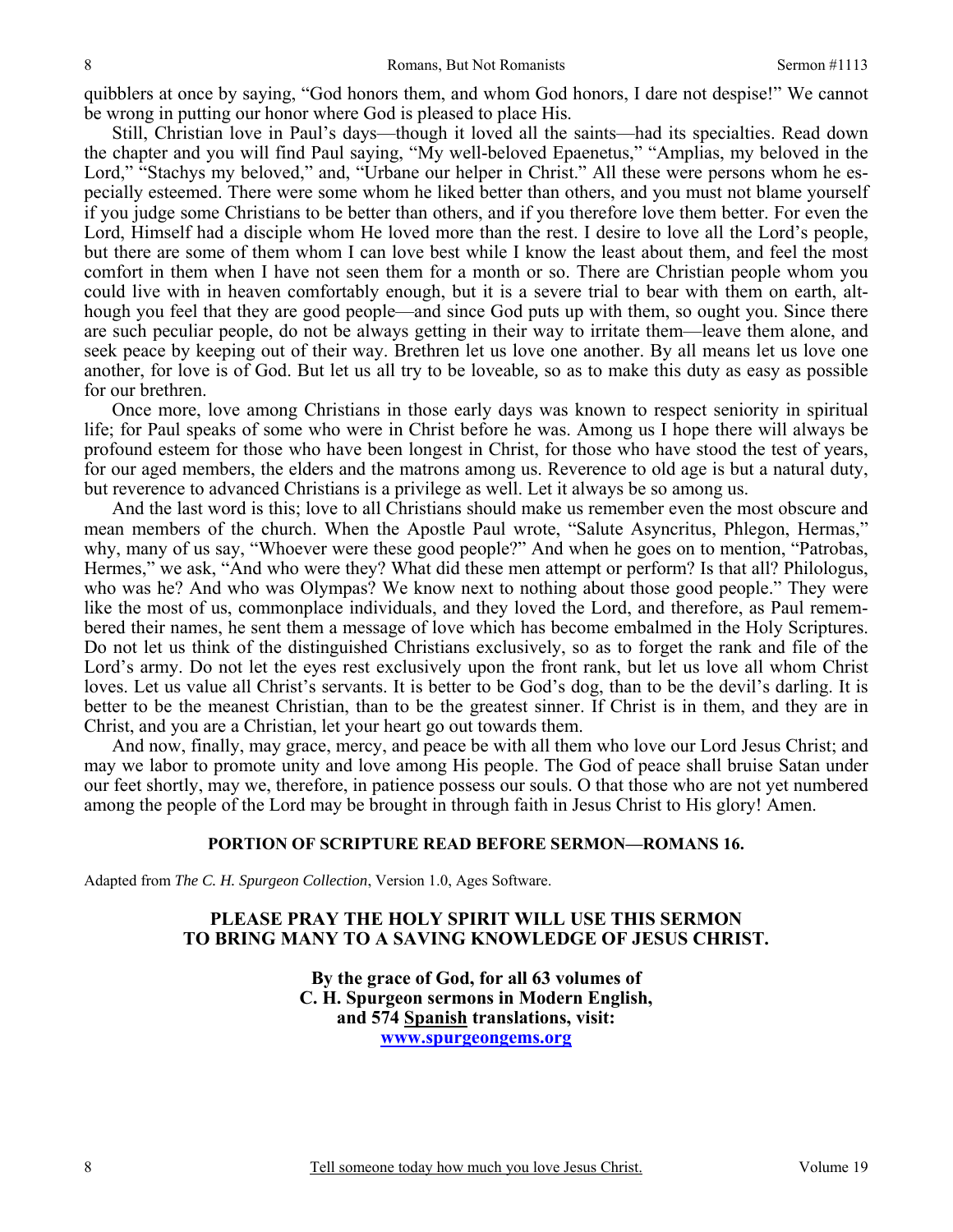quibblers at once by saying, "God honors them, and whom God honors, I dare not despise!" We cannot be wrong in putting our honor where God is pleased to place His.

Still, Christian love in Paul's days—though it loved all the saints—had its specialties. Read down the chapter and you will find Paul saying, "My well-beloved Epaenetus," "Amplias, my beloved in the Lord," "Stachys my beloved," and, "Urbane our helper in Christ." All these were persons whom he especially esteemed. There were some whom he liked better than others, and you must not blame yourself if you judge some Christians to be better than others, and if you therefore love them better. For even the Lord, Himself had a disciple whom He loved more than the rest. I desire to love all the Lord's people, but there are some of them whom I can love best while I know the least about them, and feel the most comfort in them when I have not seen them for a month or so. There are Christian people whom you could live with in heaven comfortably enough, but it is a severe trial to bear with them on earth, although you feel that they are good people—and since God puts up with them, so ought you. Since there are such peculiar people, do not be always getting in their way to irritate them—leave them alone, and seek peace by keeping out of their way. Brethren let us love one another. By all means let us love one another, for love is of God. But let us all try to be loveable*,* so as to make this duty as easy as possible for our brethren.

Once more, love among Christians in those early days was known to respect seniority in spiritual life; for Paul speaks of some who were in Christ before he was. Among us I hope there will always be profound esteem for those who have been longest in Christ, for those who have stood the test of years, for our aged members, the elders and the matrons among us. Reverence to old age is but a natural duty, but reverence to advanced Christians is a privilege as well. Let it always be so among us.

And the last word is this; love to all Christians should make us remember even the most obscure and mean members of the church. When the Apostle Paul wrote, "Salute Asyncritus, Phlegon, Hermas," why, many of us say, "Whoever were these good people?" And when he goes on to mention, "Patrobas, Hermes," we ask, "And who were they? What did these men attempt or perform? Is that all? Philologus, who was he? And who was Olympas? We know next to nothing about those good people." They were like the most of us, commonplace individuals, and they loved the Lord, and therefore, as Paul remembered their names, he sent them a message of love which has become embalmed in the Holy Scriptures. Do not let us think of the distinguished Christians exclusively, so as to forget the rank and file of the Lord's army. Do not let the eyes rest exclusively upon the front rank, but let us love all whom Christ loves. Let us value all Christ's servants. It is better to be God's dog, than to be the devil's darling. It is better to be the meanest Christian, than to be the greatest sinner. If Christ is in them, and they are in Christ, and you are a Christian, let your heart go out towards them.

And now, finally, may grace, mercy, and peace be with all them who love our Lord Jesus Christ; and may we labor to promote unity and love among His people. The God of peace shall bruise Satan under our feet shortly, may we, therefore, in patience possess our souls. O that those who are not yet numbered among the people of the Lord may be brought in through faith in Jesus Christ to His glory! Amen.

**PORTION OF SCRIPTURE READ BEFORE SERMON—ROMANS 16.**

Adapted from *The C. H. Spurgeon Collection*, Version 1.0, Ages Software.

**PLEASE PRAY THE HOLY SPIRIT WILL USE THIS SERMON TO BRING MANY TO A SAVING KNOWLEDGE OF JESUS CHRIST.**

**By the grace of God, for all 63 volumes of C. H. Spurgeon sermons in Modern English, and 574 Spanish translations, visit: www.spurgeongems.org**